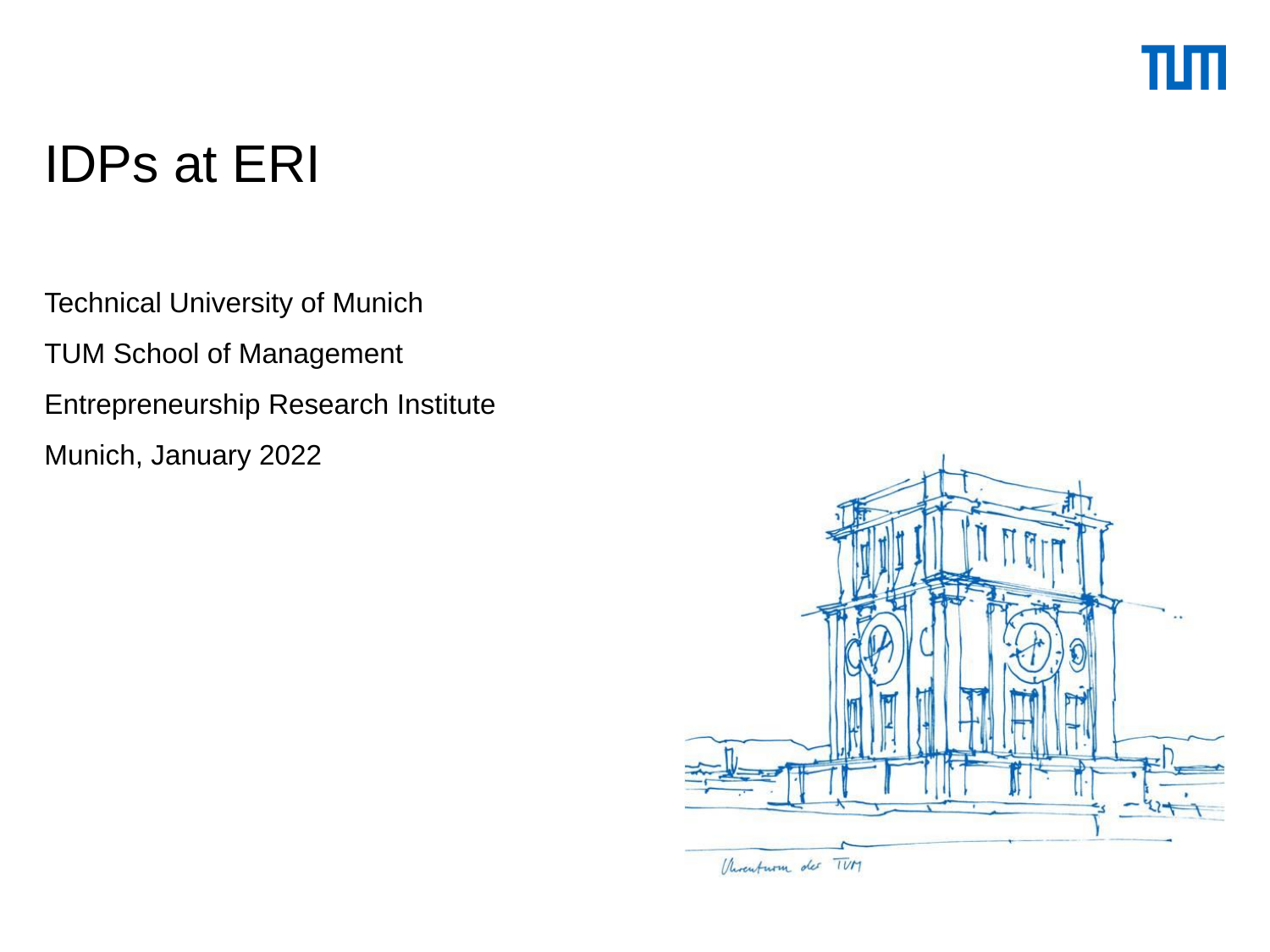# IDPs at ERI

Technical University of Munich

TUM School of Management

Entrepreneurship Research Institute

Munich, January 2022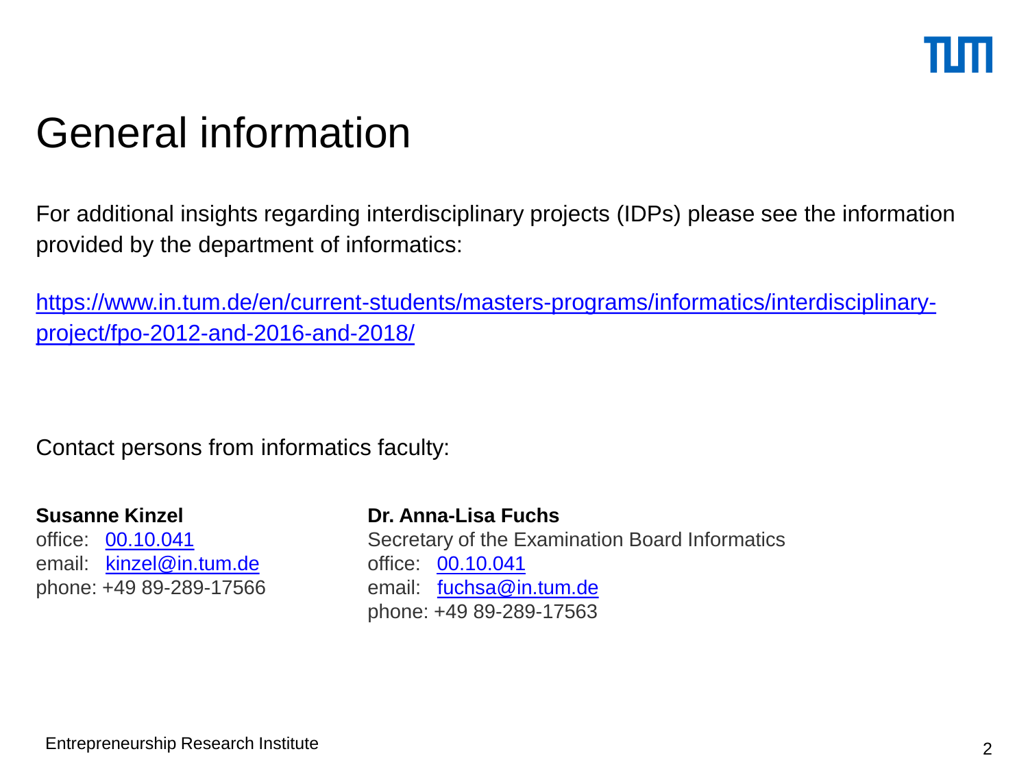# General information

For additional insights regarding interdisciplinary projects (IDPs) please see the information provided by the department of informatics:

https://www.in.tum.de/en/current-students/masters-programs/informatics/interdisciplinary-project/fpo-2012-and-2016-and-2018/

Contact persons from informatics faculty:

**Susanne Kinzel**
office: 00.10.041
email: kinzel@in.tum.de
phone: +49 89-289-17566

**Dr. Anna-Lisa Fuchs**
Secretary of the Examination Board Informatics
office: 00.10.041
email: fuchsa@in.tum.de
phone: +49 89-289-17563

Entrepreneurship Research Institute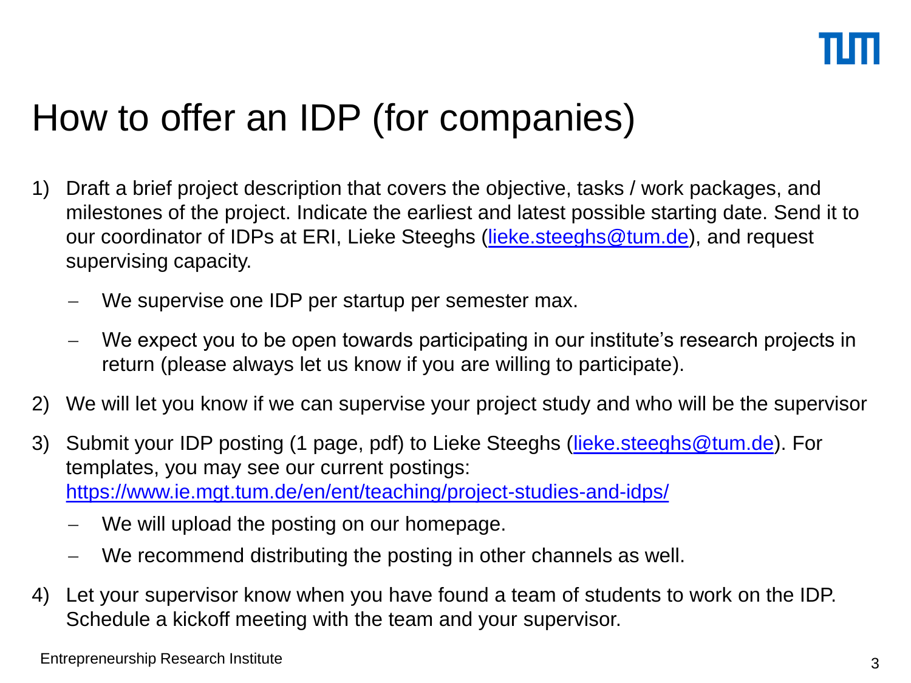# How to offer an IDP (for companies)

1) Draft a brief project description that covers the objective, tasks / work packages, and milestones of the project. Indicate the earliest and latest possible starting date. Send it to our coordinator of IDPs at ERI, Lieke Steeghs (lieke.steeghs@tum.de), and request supervising capacity.
   - We supervise one IDP per startup per semester max.
   - We expect you to be open towards participating in our institute's research projects in return (please always let us know if you are willing to participate).
2) We will let you know if we can supervise your project study and who will be the supervisor
3) Submit your IDP posting (1 page, pdf) to Lieke Steeghs (lieke.steeghs@tum.de). For templates, you may see our current postings: https://www.ie.mgt.tum.de/en/ent/teaching/project-studies-and-idps/
   - We will upload the posting on our homepage.
   - We recommend distributing the posting in other channels as well.
4) Let your supervisor know when you have found a team of students to work on the IDP. Schedule a kickoff meeting with the team and your supervisor.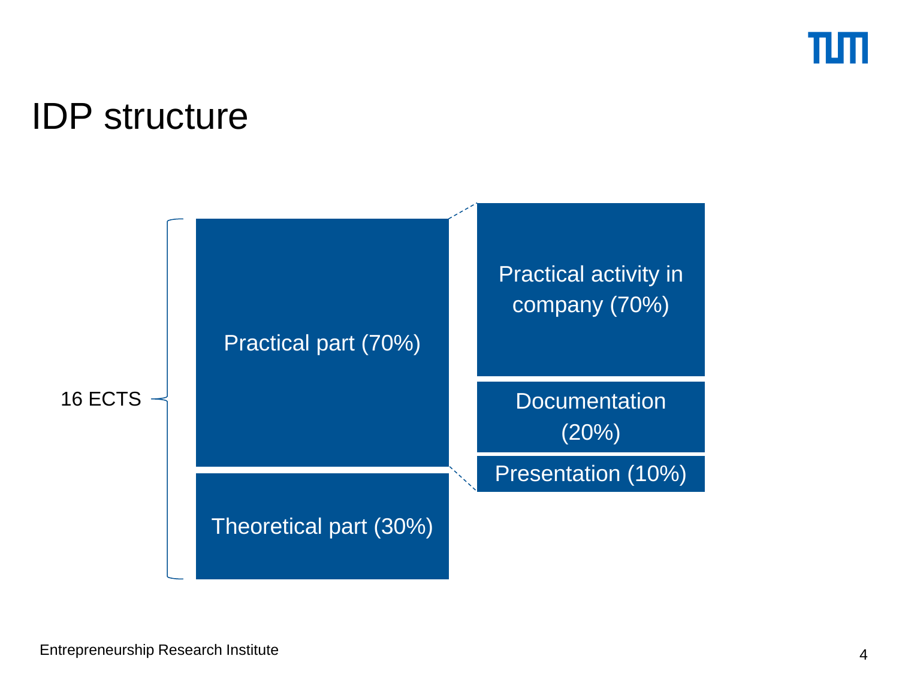# IDP structure

16 ECTS

- Practical part (70%)
  - Practical activity in company (70%)
  - Documentation (20%)
  - Presentation (10%)
- Theoretical part (30%)

Entrepreneurship Research Institute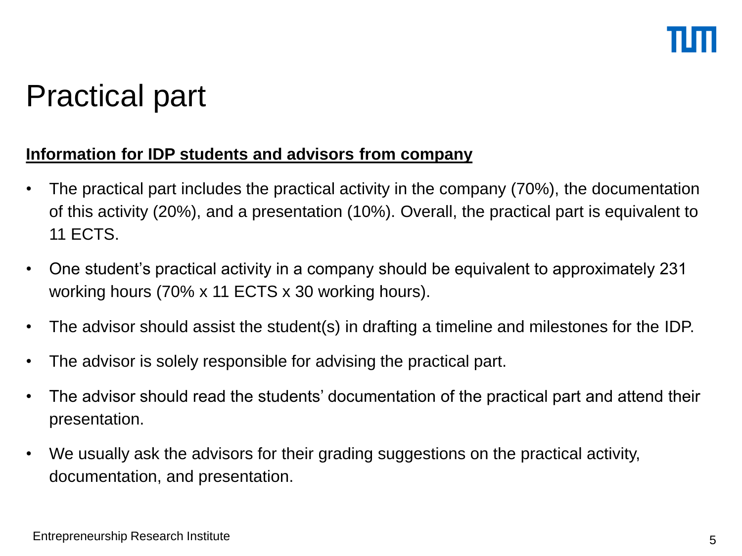# Practical part

**Information for IDP students and advisors from company**

- The practical part includes the practical activity in the company (70%), the documentation of this activity (20%), and a presentation (10%). Overall, the practical part is equivalent to 11 ECTS.
- One student's practical activity in a company should be equivalent to approximately 231 working hours (70% x 11 ECTS x 30 working hours).
- The advisor should assist the student(s) in drafting a timeline and milestones for the IDP.
- The advisor is solely responsible for advising the practical part.
- The advisor should read the students' documentation of the practical part and attend their presentation.
- We usually ask the advisors for their grading suggestions on the practical activity, documentation, and presentation.

Entrepreneurship Research Institute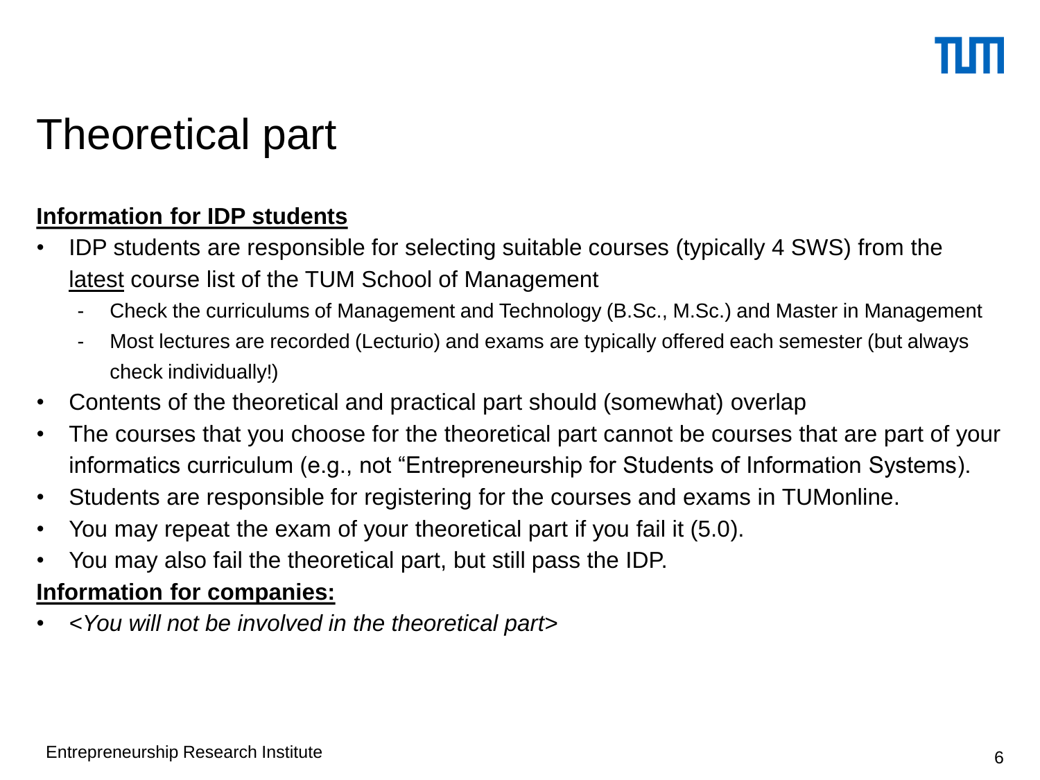# Theoretical part

**Information for IDP students**

- IDP students are responsible for selecting suitable courses (typically 4 SWS) from the latest course list of the TUM School of Management
  - Check the curriculums of Management and Technology (B.Sc., M.Sc.) and Master in Management
  - Most lectures are recorded (Lecturio) and exams are typically offered each semester (but always check individually!)
- Contents of the theoretical and practical part should (somewhat) overlap
- The courses that you choose for the theoretical part cannot be courses that are part of your informatics curriculum (e.g., not "Entrepreneurship for Students of Information Systems).
- Students are responsible for registering for the courses and exams in TUMonline.
- You may repeat the exam of your theoretical part if you fail it (5.0).
- You may also fail the theoretical part, but still pass the IDP.

**Information for companies:**

- <*You will not be involved in the theoretical part*>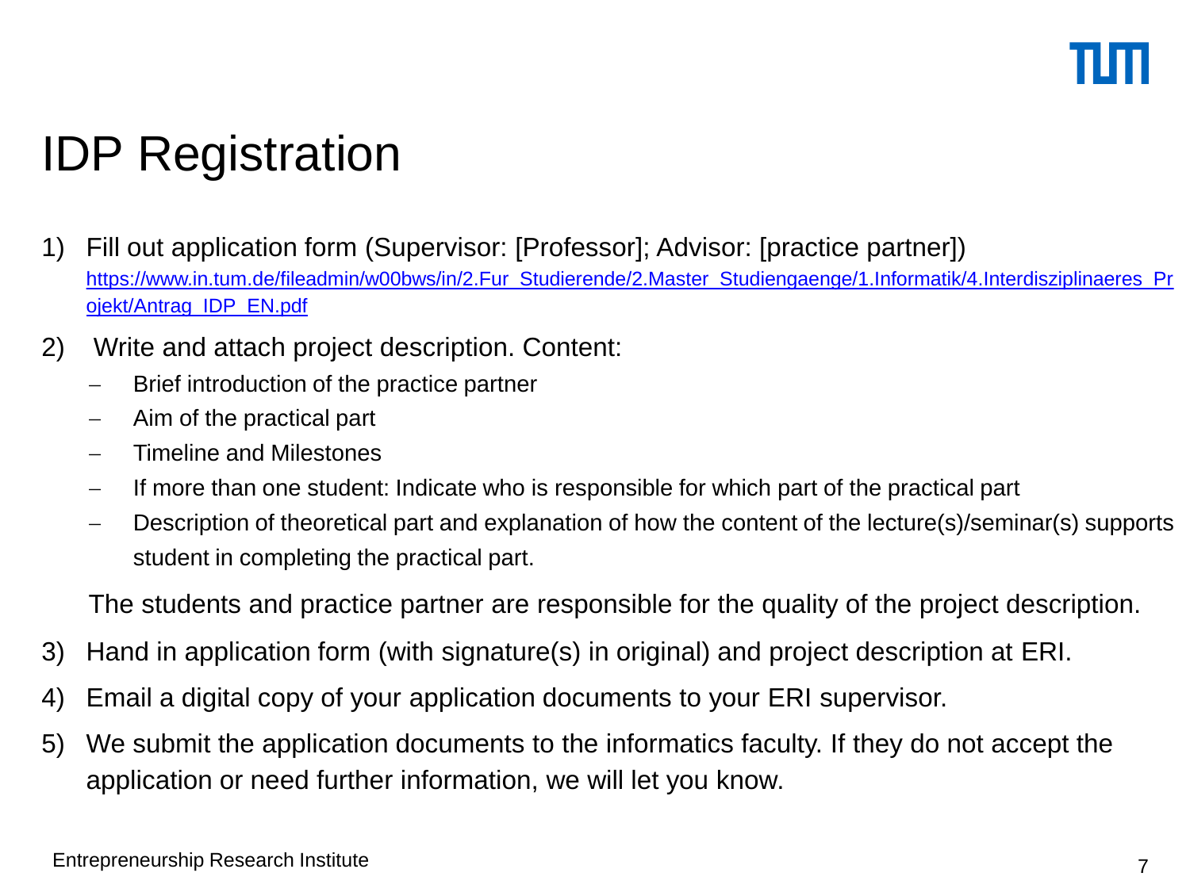# IDP Registration

1) Fill out application form (Supervisor: [Professor]; Advisor: [practice partner]) [https://www.in.tum.de/fileadmin/w00bws/in/2.Fur_Studierende/2.Master_Studiengaenge/1.Informatik/4.Interdisziplinaeres_Projekt/Antrag_IDP_EN.pdf](https://www.in.tum.de/fileadmin/w00bws/in/2.Fur_Studierende/2.Master_Studiengaenge/1.Informatik/4.Interdisziplinaeres_Projekt/Antrag_IDP_EN.pdf)

2) Write and attach project description. Content:
   - Brief introduction of the practice partner
   - Aim of the practical part
   - Timeline and Milestones
   - If more than one student: Indicate who is responsible for which part of the practical part
   - Description of theoretical part and explanation of how the content of the lecture(s)/seminar(s) supports student in completing the practical part.

   The students and practice partner are responsible for the quality of the project description.

3) Hand in application form (with signature(s) in original) and project description at ERI.

4) Email a digital copy of your application documents to your ERI supervisor.

5) We submit the application documents to the informatics faculty. If they do not accept the application or need further information, we will let you know.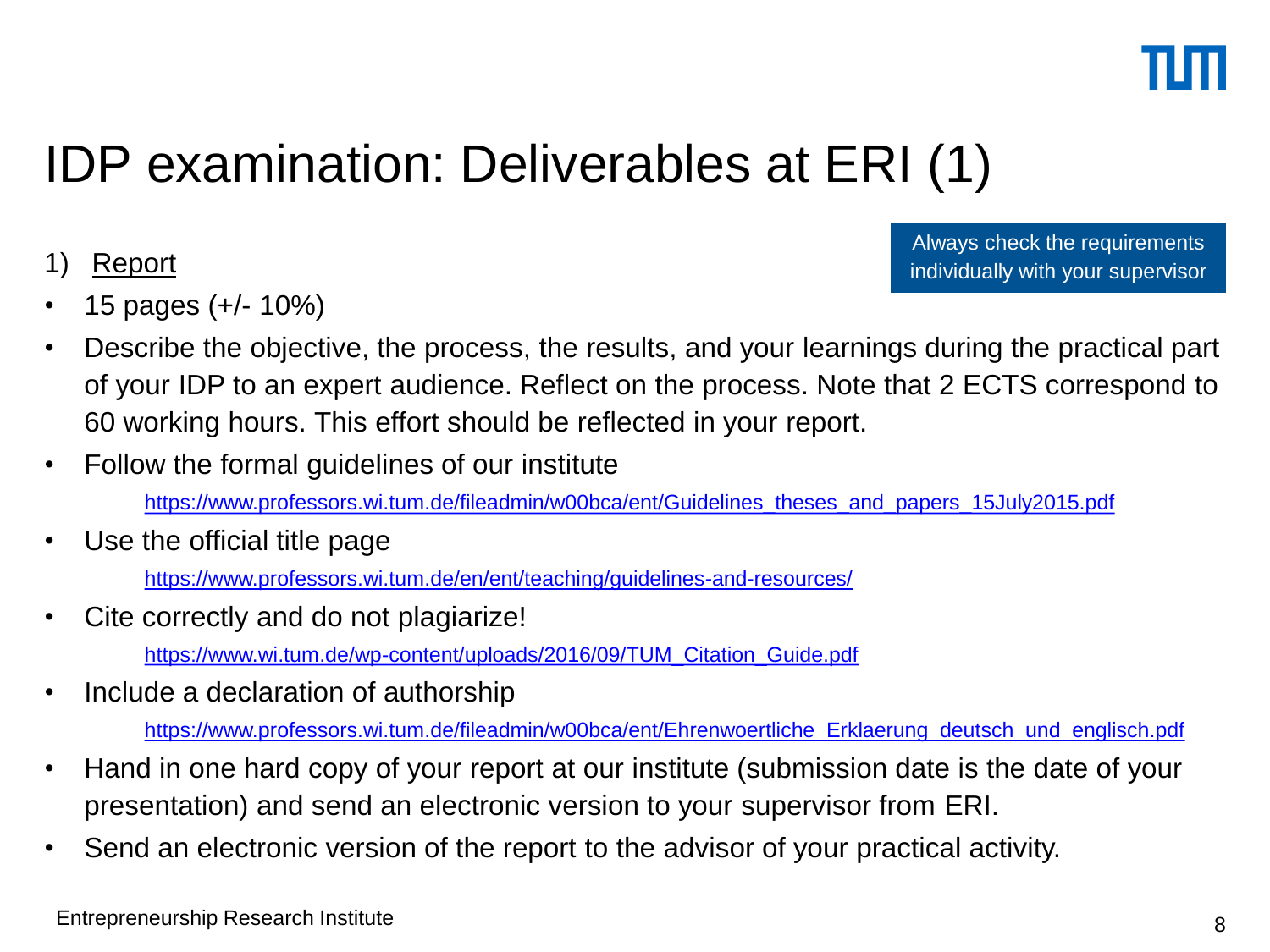# IDP examination: Deliverables at ERI (1)

Always check the requirements individually with your supervisor

1) Report

- 15 pages (+/- 10%)
- Describe the objective, the process, the results, and your learnings during the practical part of your IDP to an expert audience. Reflect on the process. Note that 2 ECTS correspond to 60 working hours. This effort should be reflected in your report.
- Follow the formal guidelines of our institute
  https://www.professors.wi.tum.de/fileadmin/w00bca/ent/Guidelines_theses_and_papers_15July2015.pdf
- Use the official title page
  https://www.professors.wi.tum.de/en/ent/teaching/guidelines-and-resources/
- Cite correctly and do not plagiarize!
  https://www.wi.tum.de/wp-content/uploads/2016/09/TUM_Citation_Guide.pdf
- Include a declaration of authorship
  https://www.professors.wi.tum.de/fileadmin/w00bca/ent/Ehrenwoertliche_Erklaerung_deutsch_und_englisch.pdf
- Hand in one hard copy of your report at our institute (submission date is the date of your presentation) and send an electronic version to your supervisor from ERI.
- Send an electronic version of the report to the advisor of your practical activity.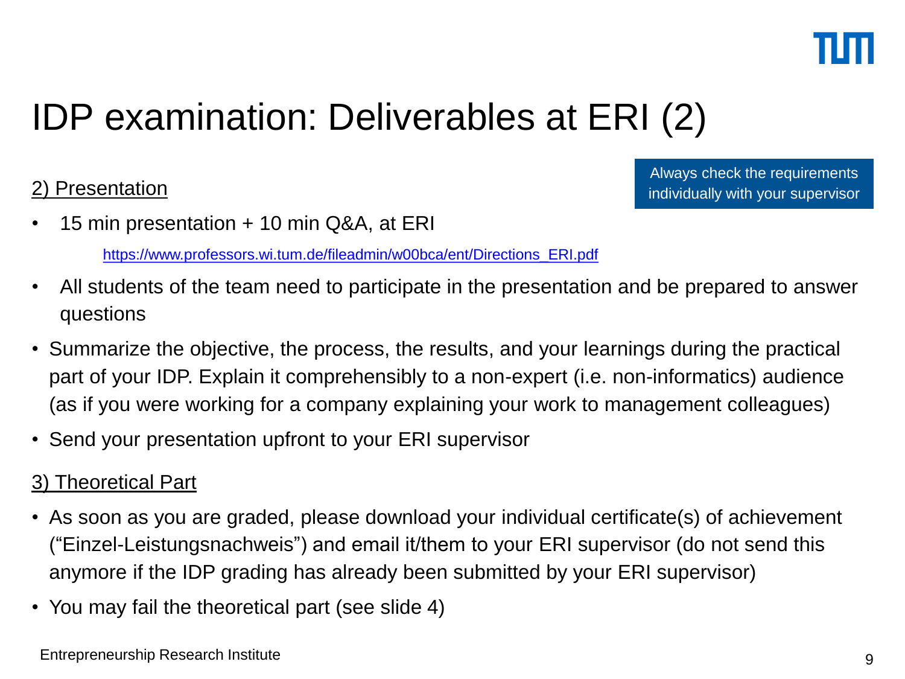# IDP examination: Deliverables at ERI (2)

Always check the requirements individually with your supervisor

2) Presentation

- 15 min presentation + 10 min Q&A, at ERI

  https://www.professors.wi.tum.de/fileadmin/w00bca/ent/Directions_ERI.pdf

- All students of the team need to participate in the presentation and be prepared to answer questions
- Summarize the objective, the process, the results, and your learnings during the practical part of your IDP. Explain it comprehensibly to a non-expert (i.e. non-informatics) audience (as if you were working for a company explaining your work to management colleagues)
- Send your presentation upfront to your ERI supervisor

3) Theoretical Part

- As soon as you are graded, please download your individual certificate(s) of achievement ("Einzel-Leistungsnachweis") and email it/them to your ERI supervisor (do not send this anymore if the IDP grading has already been submitted by your ERI supervisor)
- You may fail the theoretical part (see slide 4)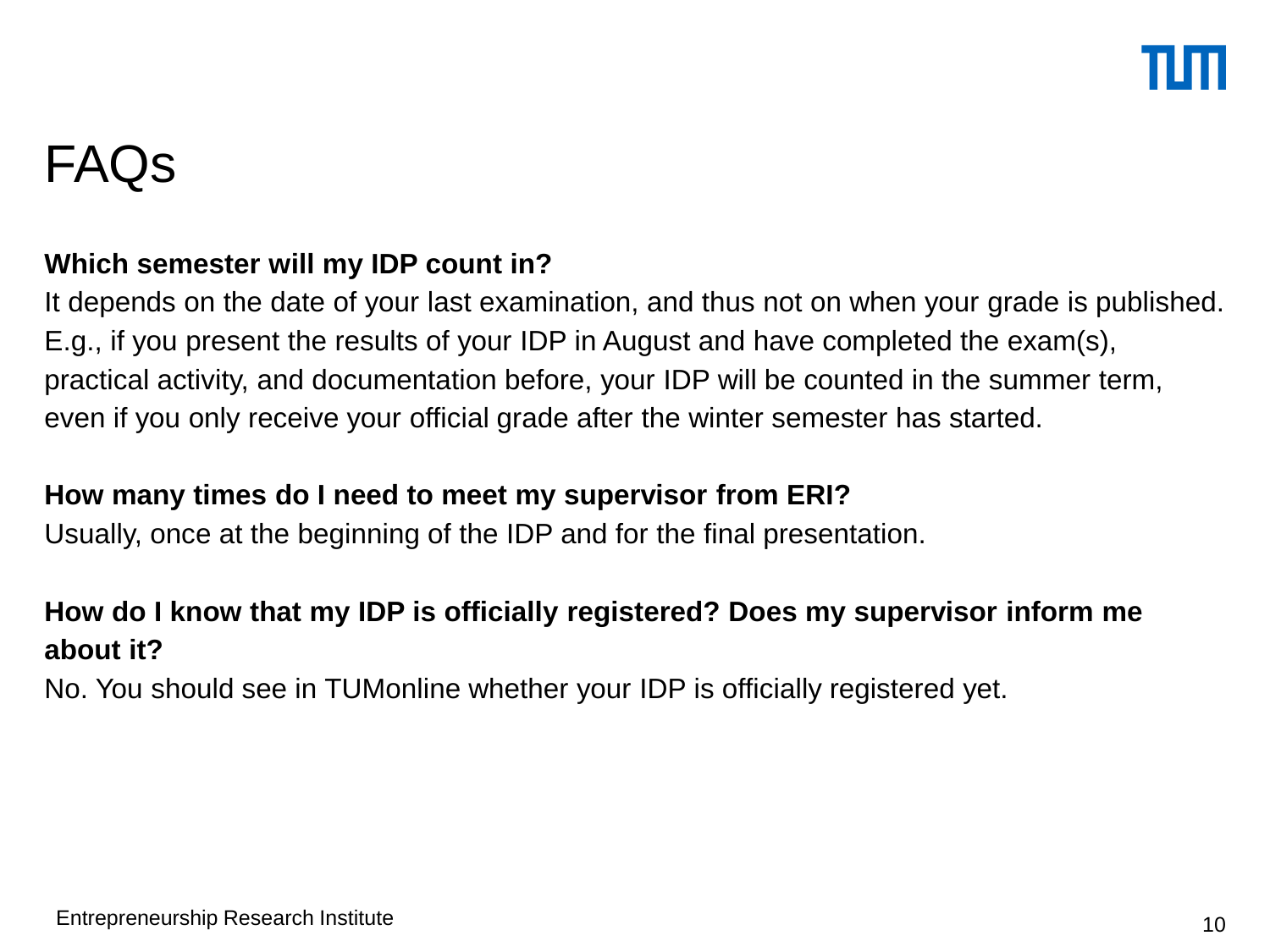# FAQs

**Which semester will my IDP count in?**

It depends on the date of your last examination, and thus not on when your grade is published. E.g., if you present the results of your IDP in August and have completed the exam(s), practical activity, and documentation before, your IDP will be counted in the summer term, even if you only receive your official grade after the winter semester has started.

**How many times do I need to meet my supervisor from ERI?**

Usually, once at the beginning of the IDP and for the final presentation.

**How do I know that my IDP is officially registered? Does my supervisor inform me about it?**

No. You should see in TUMonline whether your IDP is officially registered yet.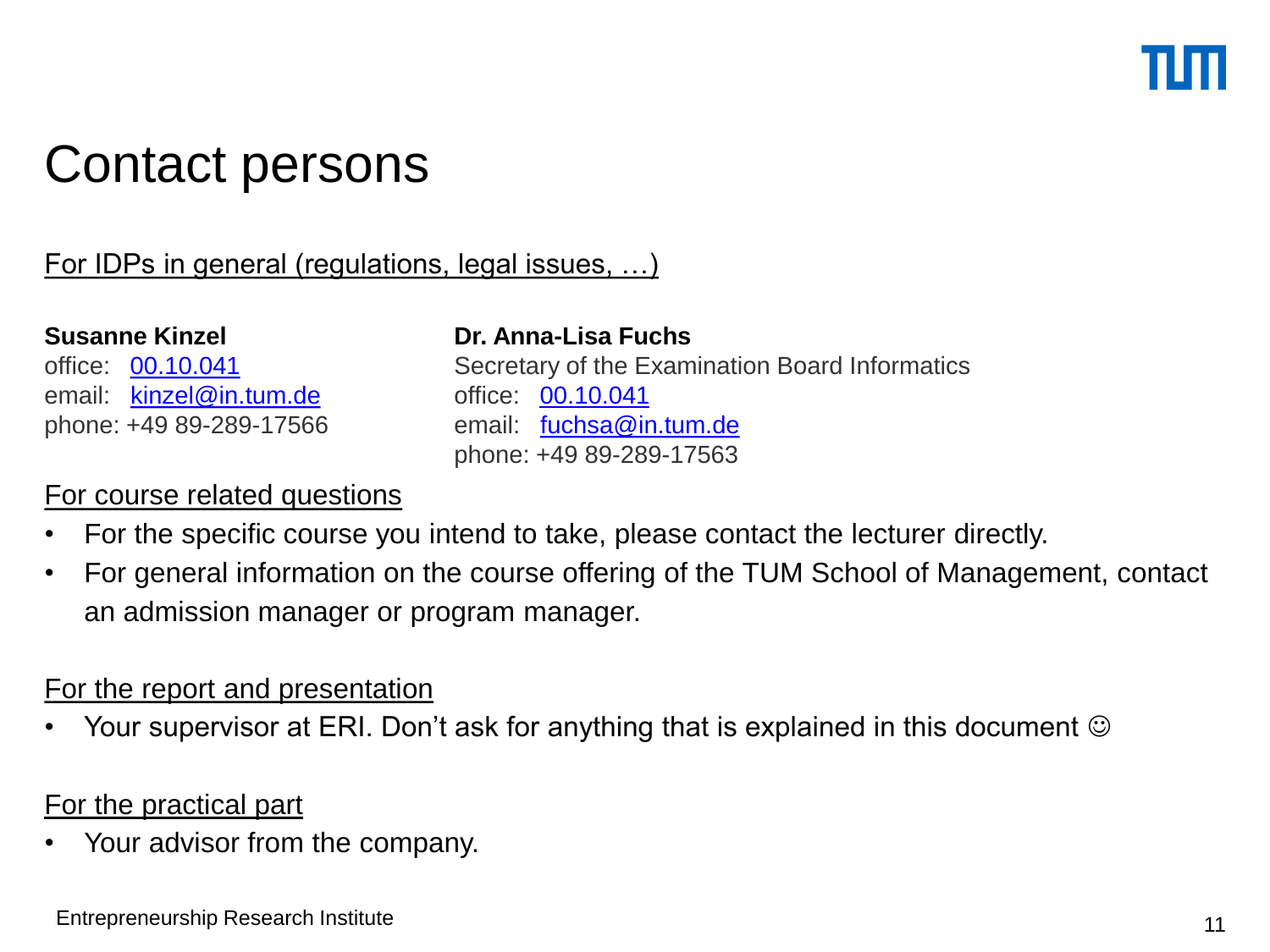# Contact persons

For IDPs in general (regulations, legal issues, …)

**Susanne Kinzel**
office: 00.10.041
email: kinzel@in.tum.de
phone: +49 89-289-17566

**Dr. Anna-Lisa Fuchs**
Secretary of the Examination Board Informatics
office: 00.10.041
email: fuchsa@in.tum.de
phone: +49 89-289-17563

For course related questions

- For the specific course you intend to take, please contact the lecturer directly.
- For general information on the course offering of the TUM School of Management, contact an admission manager or program manager.

For the report and presentation

- Your supervisor at ERI. Don't ask for anything that is explained in this document ☺

For the practical part

- Your advisor from the company.